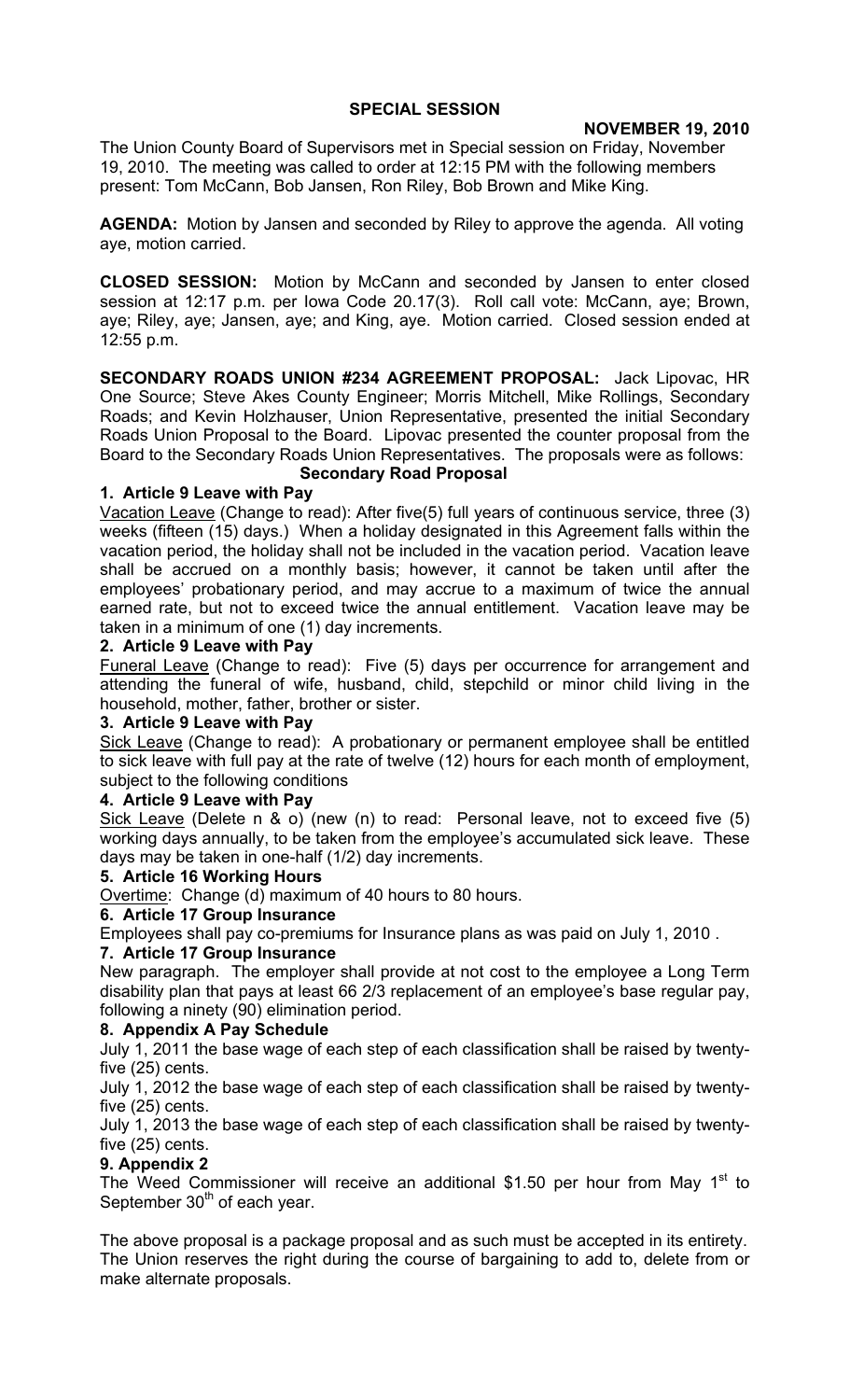**SPECIAL SESSION**

**NOVEMBER 19, 2010**

The Union County Board of Supervisors met in Special session on Friday, November 19, 2010. The meeting was called to order at 12:15 PM with the following members present: Tom McCann, Bob Jansen, Ron Riley, Bob Brown and Mike King.

**AGENDA:** Motion by Jansen and seconded by Riley to approve the agenda. All voting aye, motion carried.

**CLOSED SESSION:** Motion by McCann and seconded by Jansen to enter closed session at 12:17 p.m. per Iowa Code 20.17(3). Roll call vote: McCann, aye; Brown, aye; Riley, aye; Jansen, aye; and King, aye. Motion carried. Closed session ended at 12:55 p.m.

**SECONDARY ROADS UNION #234 AGREEMENT PROPOSAL:** Jack Lipovac, HR One Source; Steve Akes County Engineer; Morris Mitchell, Mike Rollings, Secondary Roads; and Kevin Holzhauser, Union Representative, presented the initial Secondary Roads Union Proposal to the Board. Lipovac presented the counter proposal from the Board to the Secondary Roads Union Representatives. The proposals were as follows:

**Secondary Road Proposal**

**1. Article 9 Leave with Pay**

Vacation Leave (Change to read): After five(5) full years of continuous service, three (3) weeks (fifteen (15) days.) When a holiday designated in this Agreement falls within the vacation period, the holiday shall not be included in the vacation period. Vacation leave shall be accrued on a monthly basis; however, it cannot be taken until after the employees' probationary period, and may accrue to a maximum of twice the annual earned rate, but not to exceed twice the annual entitlement. Vacation leave may be taken in a minimum of one (1) day increments.

**2. Article 9 Leave with Pay**

Funeral Leave (Change to read): Five (5) days per occurrence for arrangement and attending the funeral of wife, husband, child, stepchild or minor child living in the household, mother, father, brother or sister.

**3. Article 9 Leave with Pay**

Sick Leave (Change to read): A probationary or permanent employee shall be entitled to sick leave with full pay at the rate of twelve (12) hours for each month of employment, subject to the following conditions

**4. Article 9 Leave with Pay**

Sick Leave (Delete n & o) (new (n) to read: Personal leave, not to exceed five (5) working days annually, to be taken from the employee's accumulated sick leave. These days may be taken in one-half (1/2) day increments.

**5. Article 16 Working Hours**

Overtime: Change (d) maximum of 40 hours to 80 hours.

**6. Article 17 Group Insurance**

Employees shall pay co-premiums for Insurance plans as was paid on July 1, 2010 .

**7. Article 17 Group Insurance**

New paragraph. The employer shall provide at not cost to the employee a Long Term disability plan that pays at least 66 2/3 replacement of an employee's base regular pay, following a ninety (90) elimination period.

**8. Appendix A Pay Schedule**

July 1, 2011 the base wage of each step of each classification shall be raised by twenty-five (25) cents.

July 1, 2012 the base wage of each step of each classification shall be raised by twenty-five (25) cents.

July 1, 2013 the base wage of each step of each classification shall be raised by twenty-five (25) cents.

**9. Appendix 2**

The Weed Commissioner will receive an additional $1.50 per hour from May 1st to September 30th of each year.

The above proposal is a package proposal and as such must be accepted in its entirety. The Union reserves the right during the course of bargaining to add to, delete from or make alternate proposals.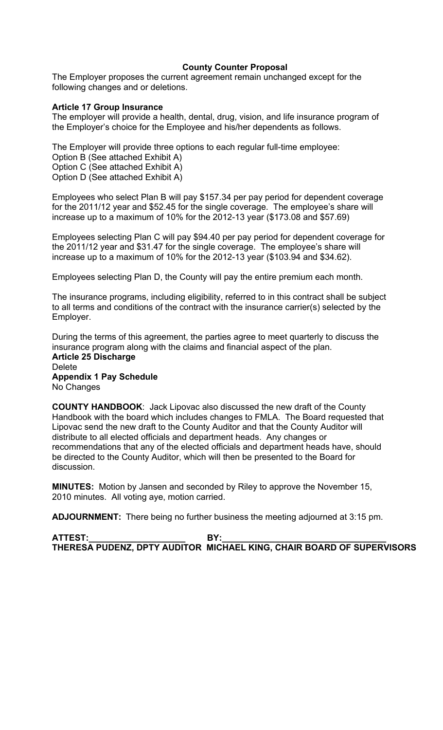**County Counter Proposal**

The Employer proposes the current agreement remain unchanged except for the following changes and or deletions.

**Article 17 Group Insurance**

The employer will provide a health, dental, drug, vision, and life insurance program of the Employer's choice for the Employee and his/her dependents as follows.

The Employer will provide three options to each regular full-time employee:
Option B (See attached Exhibit A)
Option C (See attached Exhibit A)
Option D (See attached Exhibit A)

Employees who select Plan B will pay $157.34 per pay period for dependent coverage for the 2011/12 year and $52.45 for the single coverage. The employee's share will increase up to a maximum of 10% for the 2012-13 year ($173.08 and $57.69)

Employees selecting Plan C will pay $94.40 per pay period for dependent coverage for the 2011/12 year and $31.47 for the single coverage. The employee's share will increase up to a maximum of 10% for the 2012-13 year ($103.94 and $34.62).

Employees selecting Plan D, the County will pay the entire premium each month.

The insurance programs, including eligibility, referred to in this contract shall be subject to all terms and conditions of the contract with the insurance carrier(s) selected by the Employer.

During the terms of this agreement, the parties agree to meet quarterly to discuss the insurance program along with the claims and financial aspect of the plan.

**Article 25 Discharge**

Delete

**Appendix 1 Pay Schedule**

No Changes

**COUNTY HANDBOOK**: Jack Lipovac also discussed the new draft of the County Handbook with the board which includes changes to FMLA. The Board requested that Lipovac send the new draft to the County Auditor and that the County Auditor will distribute to all elected officials and department heads. Any changes or recommendations that any of the elected officials and department heads have, should be directed to the County Auditor, which will then be presented to the Board for discussion.

**MINUTES:** Motion by Jansen and seconded by Riley to approve the November 15, 2010 minutes. All voting aye, motion carried.

**ADJOURNMENT:** There being no further business the meeting adjourned at 3:15 pm.

**ATTEST:____________________ BY:________________________________**
**THERESA PUDENZ, DPTY AUDITOR MICHAEL KING, CHAIR BOARD OF SUPERVISORS**